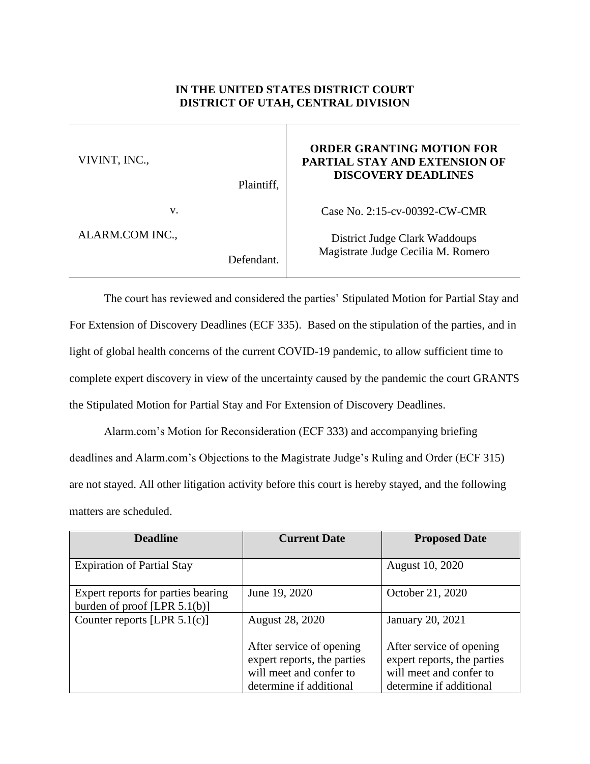**IN THE UNITED STATES DISTRICT COURT**
**DISTRICT OF UTAH, CENTRAL DIVISION**

| | |
|---|---|
| VIVINT, INC.,<br><br>Plaintiff,<br><br>v.<br><br>ALARM.COM INC.,<br><br>Defendant. | **ORDER GRANTING MOTION FOR PARTIAL STAY AND EXTENSION OF DISCOVERY DEADLINES**<br><br>Case No. 2:15-cv-00392-CW-CMR<br><br>District Judge Clark Waddoups<br>Magistrate Judge Cecilia M. Romero |

The court has reviewed and considered the parties' Stipulated Motion for Partial Stay and For Extension of Discovery Deadlines (ECF 335). Based on the stipulation of the parties, and in light of global health concerns of the current COVID-19 pandemic, to allow sufficient time to complete expert discovery in view of the uncertainty caused by the pandemic the court GRANTS the Stipulated Motion for Partial Stay and For Extension of Discovery Deadlines.

Alarm.com's Motion for Reconsideration (ECF 333) and accompanying briefing deadlines and Alarm.com's Objections to the Magistrate Judge's Ruling and Order (ECF 315) are not stayed. All other litigation activity before this court is hereby stayed, and the following matters are scheduled.

| Deadline | Current Date | Proposed Date |
|---|---|---|
| Expiration of Partial Stay | | August 10, 2020 |
| Expert reports for parties bearing burden of proof [LPR 5.1(b)] | June 19, 2020 | October 21, 2020 |
| Counter reports [LPR 5.1(c)] | August 28, 2020<br><br>After service of opening expert reports, the parties will meet and confer to determine if additional | January 20, 2021<br><br>After service of opening expert reports, the parties will meet and confer to determine if additional |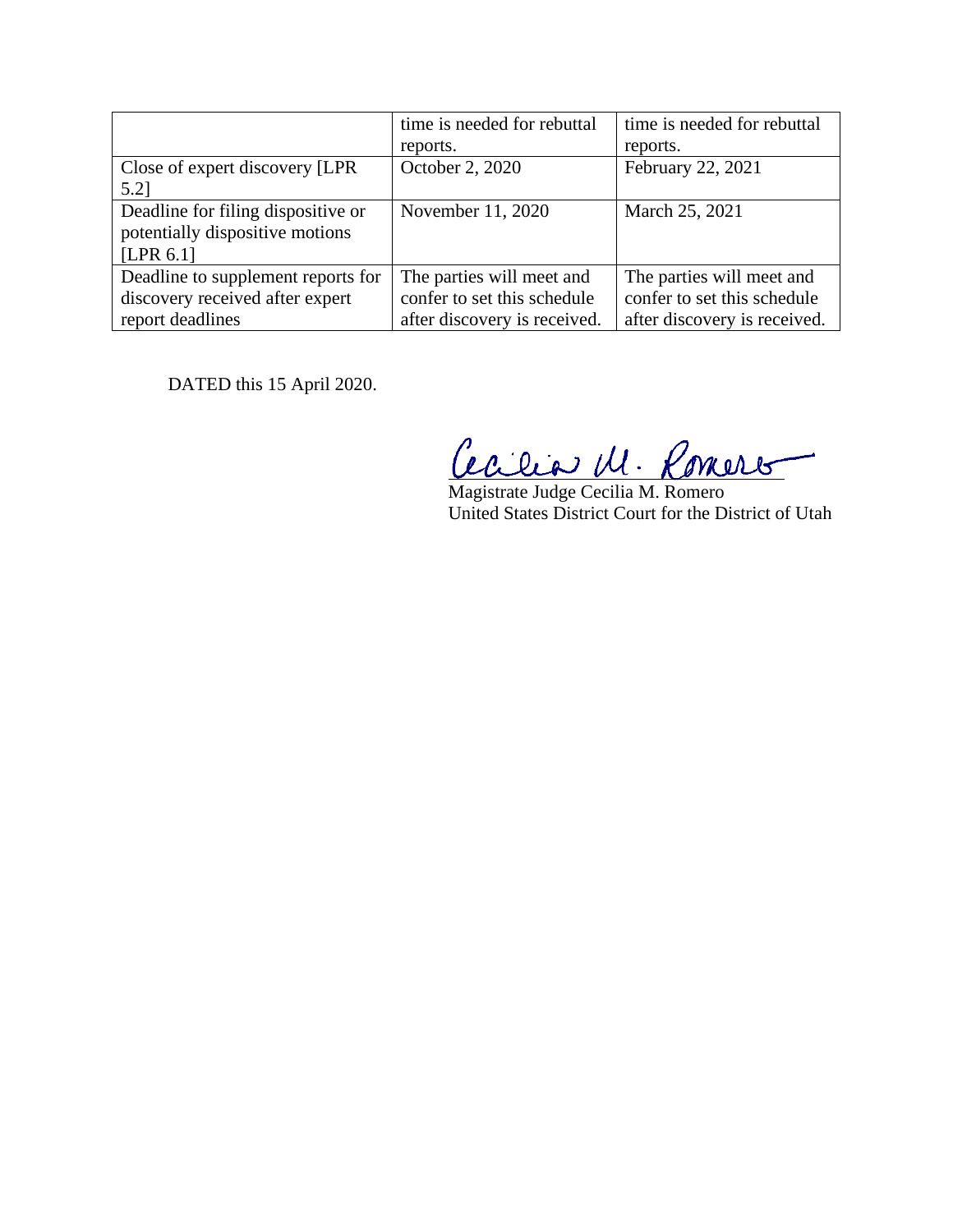| | | |
|---|---|---|
| | time is needed for rebuttal reports. | time is needed for rebuttal reports. |
| Close of expert discovery [LPR 5.2] | October 2, 2020 | February 22, 2021 |
| Deadline for filing dispositive or potentially dispositive motions [LPR 6.1] | November 11, 2020 | March 25, 2021 |
| Deadline to supplement reports for discovery received after expert report deadlines | The parties will meet and confer to set this schedule after discovery is received. | The parties will meet and confer to set this schedule after discovery is received. |

DATED this 15 April 2020.

Cecilia M. Romero

Magistrate Judge Cecilia M. Romero
United States District Court for the District of Utah